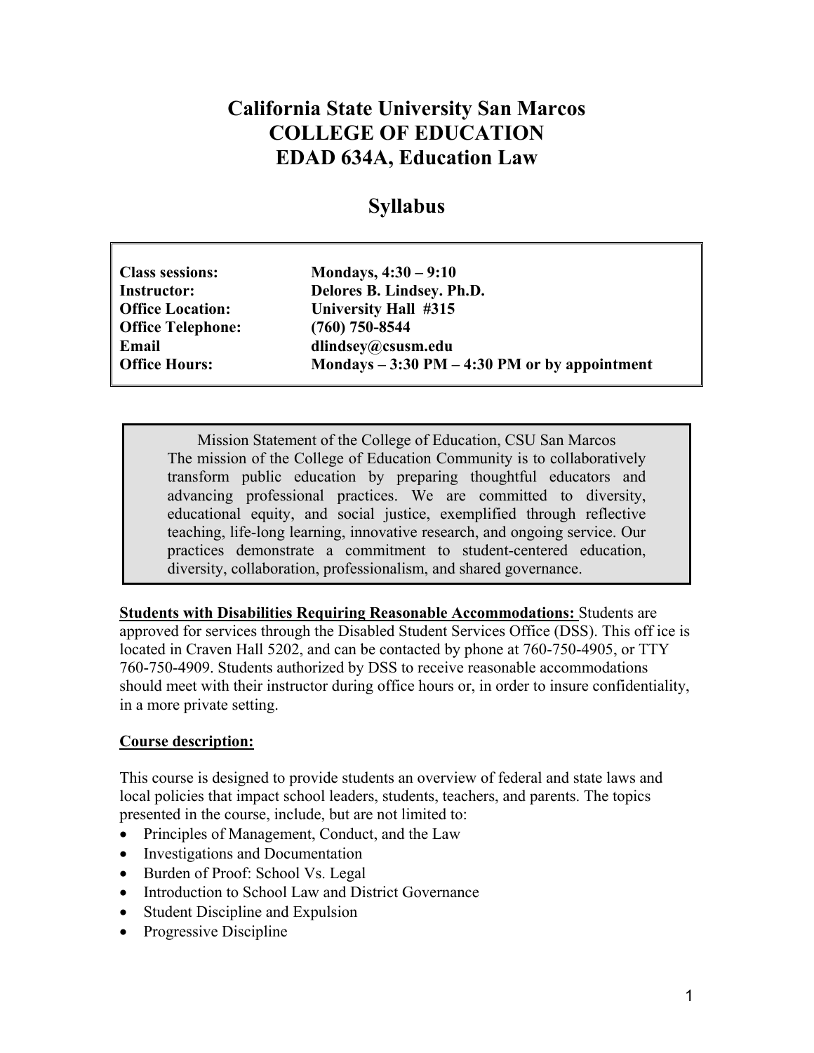# California State University San Marcos
# COLLEGE OF EDUCATION
# EDAD 634A, Education Law

## Syllabus

| | |
|---|---|
| **Class sessions:** | **Mondays, 4:30 – 9:10** |
| **Instructor:** | **Delores B. Lindsey. Ph.D.** |
| **Office Location:** | **University Hall #315** |
| **Office Telephone:** | **(760) 750-8544** |
| **Email** | **dlindsey@csusm.edu** |
| **Office Hours:** | **Mondays – 3:30 PM – 4:30 PM or by appointment** |

Mission Statement of the College of Education, CSU San Marcos
The mission of the College of Education Community is to collaboratively transform public education by preparing thoughtful educators and advancing professional practices. We are committed to diversity, educational equity, and social justice, exemplified through reflective teaching, life-long learning, innovative research, and ongoing service. Our practices demonstrate a commitment to student-centered education, diversity, collaboration, professionalism, and shared governance.

**Students with Disabilities Requiring Reasonable Accommodations:** Students are approved for services through the Disabled Student Services Office (DSS). This off ice is located in Craven Hall 5202, and can be contacted by phone at 760-750-4905, or TTY 760-750-4909. Students authorized by DSS to receive reasonable accommodations should meet with their instructor during office hours or, in order to insure confidentiality, in a more private setting.

**Course description:**

This course is designed to provide students an overview of federal and state laws and local policies that impact school leaders, students, teachers, and parents. The topics presented in the course, include, but are not limited to:

- Principles of Management, Conduct, and the Law
- Investigations and Documentation
- Burden of Proof: School Vs. Legal
- Introduction to School Law and District Governance
- Student Discipline and Expulsion
- Progressive Discipline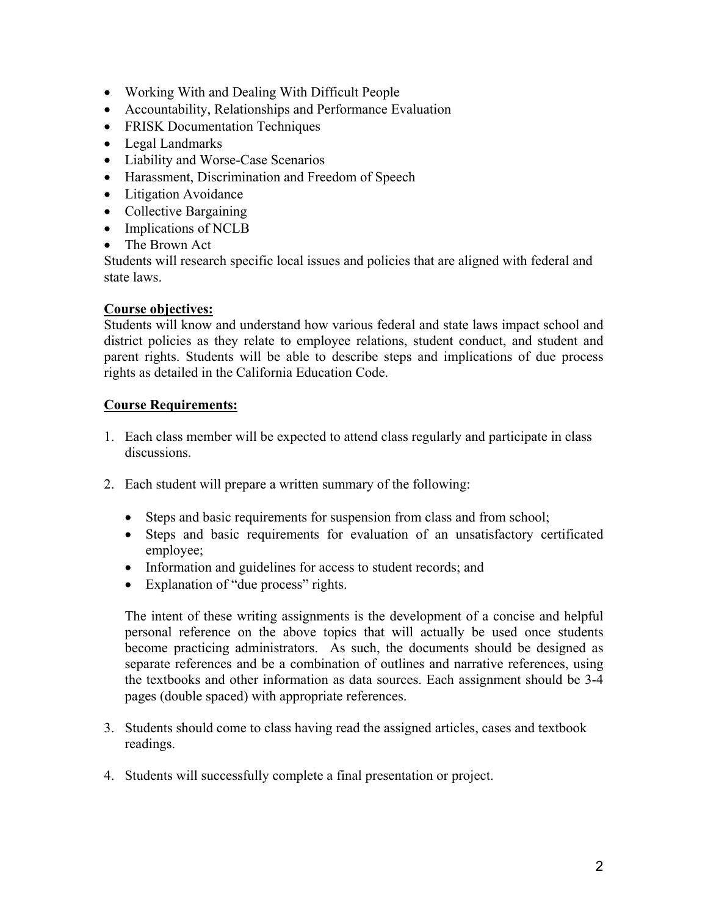- Working With and Dealing With Difficult People
- Accountability, Relationships and Performance Evaluation
- FRISK Documentation Techniques
- Legal Landmarks
- Liability and Worse-Case Scenarios
- Harassment, Discrimination and Freedom of Speech
- Litigation Avoidance
- Collective Bargaining
- Implications of NCLB
- The Brown Act

Students will research specific local issues and policies that are aligned with federal and state laws.

**Course objectives:**

Students will know and understand how various federal and state laws impact school and district policies as they relate to employee relations, student conduct, and student and parent rights. Students will be able to describe steps and implications of due process rights as detailed in the California Education Code.

**Course Requirements:**

1. Each class member will be expected to attend class regularly and participate in class discussions.

2. Each student will prepare a written summary of the following:

   - Steps and basic requirements for suspension from class and from school;
   - Steps and basic requirements for evaluation of an unsatisfactory certificated employee;
   - Information and guidelines for access to student records; and
   - Explanation of "due process" rights.

   The intent of these writing assignments is the development of a concise and helpful personal reference on the above topics that will actually be used once students become practicing administrators. As such, the documents should be designed as separate references and be a combination of outlines and narrative references, using the textbooks and other information as data sources. Each assignment should be 3-4 pages (double spaced) with appropriate references.

3. Students should come to class having read the assigned articles, cases and textbook readings.

4. Students will successfully complete a final presentation or project.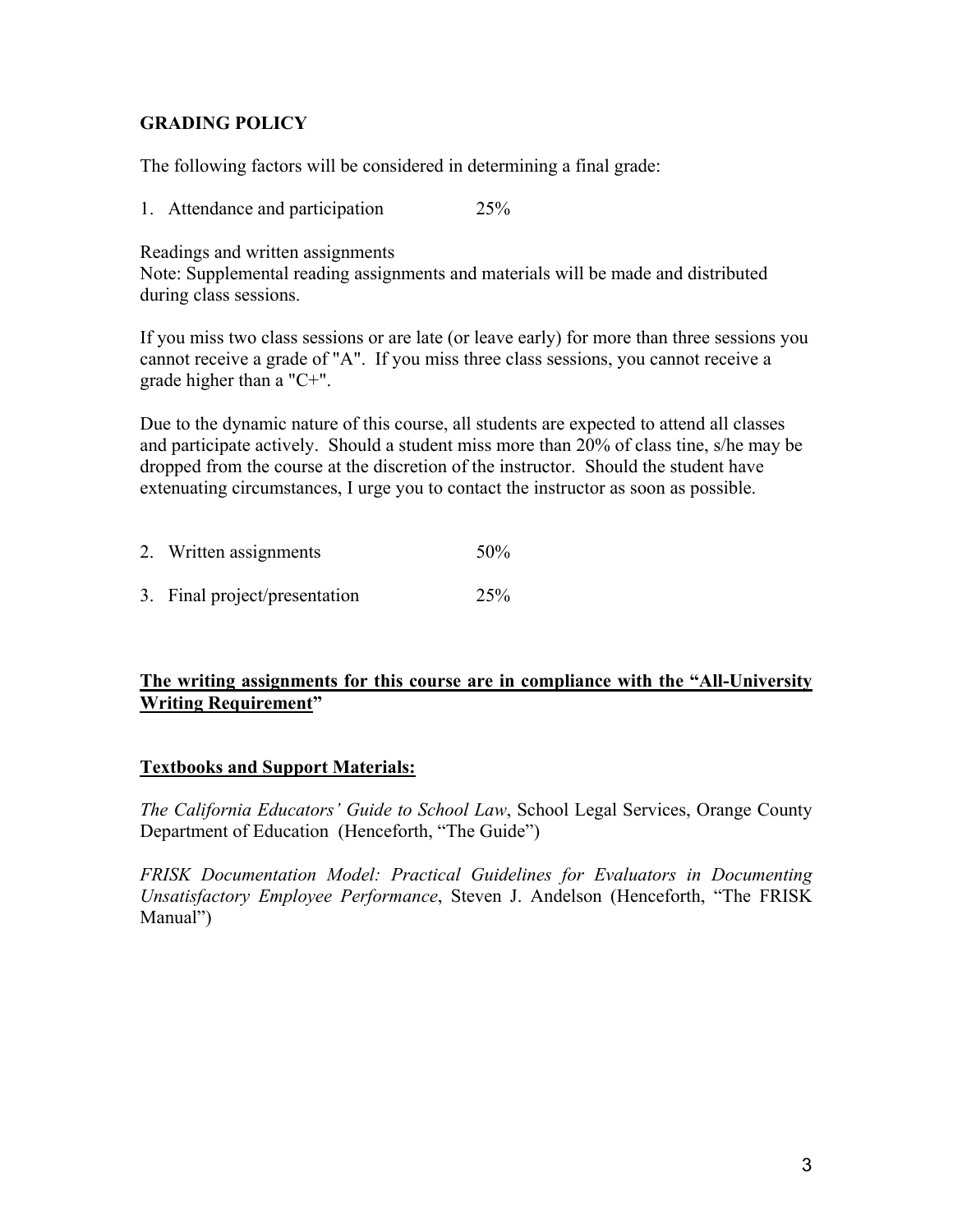## GRADING POLICY

The following factors will be considered in determining a final grade:

1. Attendance and participation 25%

Readings and written assignments
Note: Supplemental reading assignments and materials will be made and distributed during class sessions.

If you miss two class sessions or are late (or leave early) for more than three sessions you cannot receive a grade of "A". If you miss three class sessions, you cannot receive a grade higher than a "C+".

Due to the dynamic nature of this course, all students are expected to attend all classes and participate actively. Should a student miss more than 20% of class tine, s/he may be dropped from the course at the discretion of the instructor. Should the student have extenuating circumstances, I urge you to contact the instructor as soon as possible.

2. Written assignments 50%

3. Final project/presentation 25%

**<u>The writing assignments for this course are in compliance with the "All-University Writing Requirement"</u>**

**<u>Textbooks and Support Materials:</u>**

*The California Educators' Guide to School Law*, School Legal Services, Orange County Department of Education (Henceforth, "The Guide")

*FRISK Documentation Model: Practical Guidelines for Evaluators in Documenting Unsatisfactory Employee Performance*, Steven J. Andelson (Henceforth, "The FRISK Manual")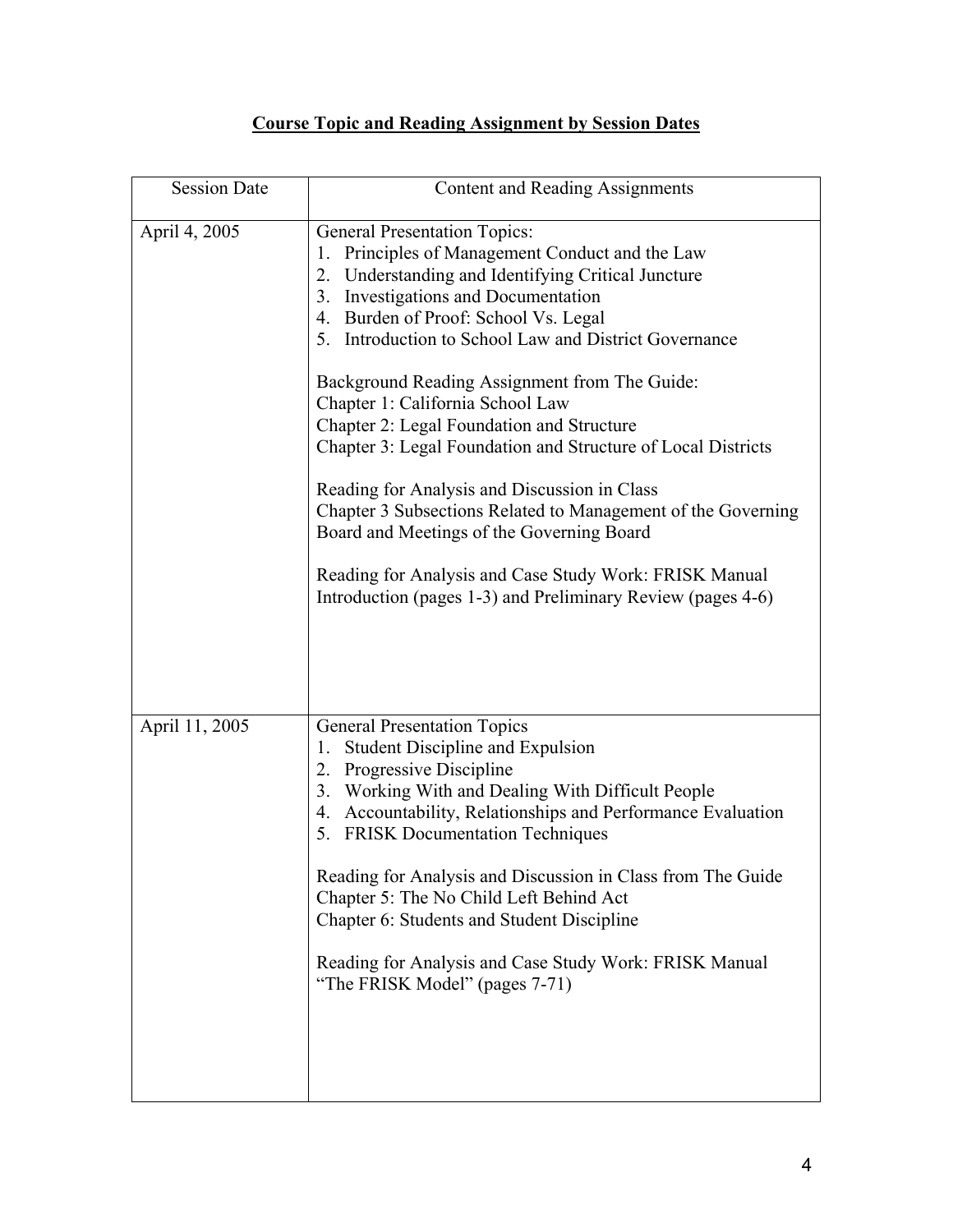**Course Topic and Reading Assignment by Session Dates**

| Session Date | Content and Reading Assignments |
| --- | --- |
| April 4, 2005 | General Presentation Topics:<br>1. Principles of Management Conduct and the Law<br>2. Understanding and Identifying Critical Juncture<br>3. Investigations and Documentation<br>4. Burden of Proof: School Vs. Legal<br>5. Introduction to School Law and District Governance<br><br>Background Reading Assignment from The Guide:<br>Chapter 1: California School Law<br>Chapter 2: Legal Foundation and Structure<br>Chapter 3: Legal Foundation and Structure of Local Districts<br><br>Reading for Analysis and Discussion in Class<br>Chapter 3 Subsections Related to Management of the Governing Board and Meetings of the Governing Board<br><br>Reading for Analysis and Case Study Work: FRISK Manual Introduction (pages 1-3) and Preliminary Review (pages 4-6) |
| April 11, 2005 | General Presentation Topics<br>1. Student Discipline and Expulsion<br>2. Progressive Discipline<br>3. Working With and Dealing With Difficult People<br>4. Accountability, Relationships and Performance Evaluation<br>5. FRISK Documentation Techniques<br><br>Reading for Analysis and Discussion in Class from The Guide<br>Chapter 5: The No Child Left Behind Act<br>Chapter 6: Students and Student Discipline<br><br>Reading for Analysis and Case Study Work: FRISK Manual "The FRISK Model" (pages 7-71) |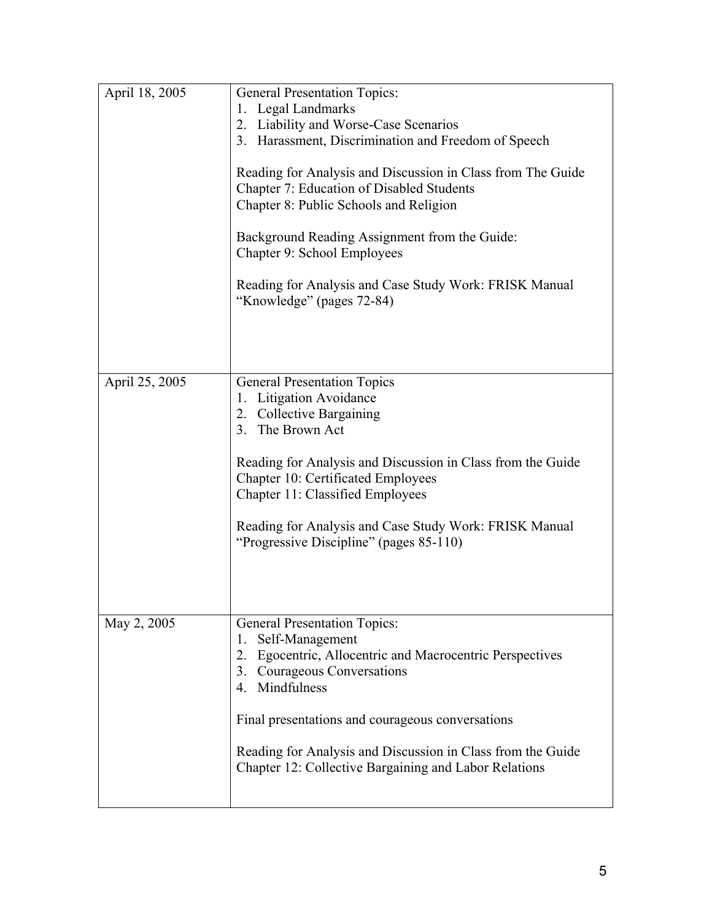| | |
|---|---|
| April 18, 2005 | General Presentation Topics:<br>1. Legal Landmarks<br>2. Liability and Worse-Case Scenarios<br>3. Harassment, Discrimination and Freedom of Speech<br><br>Reading for Analysis and Discussion in Class from The Guide<br>Chapter 7: Education of Disabled Students<br>Chapter 8: Public Schools and Religion<br><br>Background Reading Assignment from the Guide:<br>Chapter 9: School Employees<br><br>Reading for Analysis and Case Study Work: FRISK Manual "Knowledge" (pages 72-84) |
| April 25, 2005 | General Presentation Topics<br>1. Litigation Avoidance<br>2. Collective Bargaining<br>3. The Brown Act<br><br>Reading for Analysis and Discussion in Class from the Guide<br>Chapter 10: Certificated Employees<br>Chapter 11: Classified Employees<br><br>Reading for Analysis and Case Study Work: FRISK Manual "Progressive Discipline" (pages 85-110) |
| May 2, 2005 | General Presentation Topics:<br>1. Self-Management<br>2. Egocentric, Allocentric and Macrocentric Perspectives<br>3. Courageous Conversations<br>4. Mindfulness<br><br>Final presentations and courageous conversations<br><br>Reading for Analysis and Discussion in Class from the Guide<br>Chapter 12: Collective Bargaining and Labor Relations |